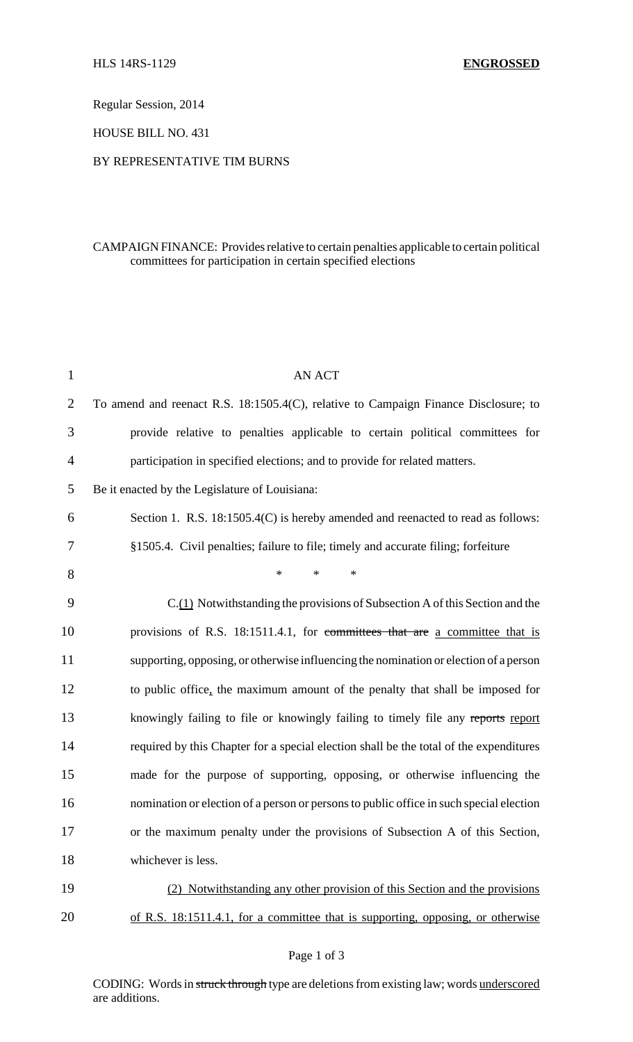HLS 14RS-1129 **ENGROSSED**

Regular Session, 2014

HOUSE BILL NO. 431

BY REPRESENTATIVE TIM BURNS

CAMPAIGN FINANCE: Provides relative to certain penalties applicable to certain political committees for participation in certain specified elections

AN ACT

To amend and reenact R.S. 18:1505.4(C), relative to Campaign Finance Disclosure; to provide relative to penalties applicable to certain political committees for participation in specified elections; and to provide for related matters.

Be it enacted by the Legislature of Louisiana:

Section 1. R.S. 18:1505.4(C) is hereby amended and reenacted to read as follows:

§1505.4. Civil penalties; failure to file; timely and accurate filing; forfeiture

\* \* \*

C.(1) Notwithstanding the provisions of Subsection A of this Section and the provisions of R.S. 18:1511.4.1, for ~~committees that are~~ a committee that is supporting, opposing, or otherwise influencing the nomination or election of a person to public office, the maximum amount of the penalty that shall be imposed for knowingly failing to file or knowingly failing to timely file any ~~reports~~ report required by this Chapter for a special election shall be the total of the expenditures made for the purpose of supporting, opposing, or otherwise influencing the nomination or election of a person or persons to public office in such special election or the maximum penalty under the provisions of Subsection A of this Section, whichever is less.

(2) Notwithstanding any other provision of this Section and the provisions of R.S. 18:1511.4.1, for a committee that is supporting, opposing, or otherwise

CODING: Words in ~~struck through~~ type are deletions from existing law; words underscored are additions.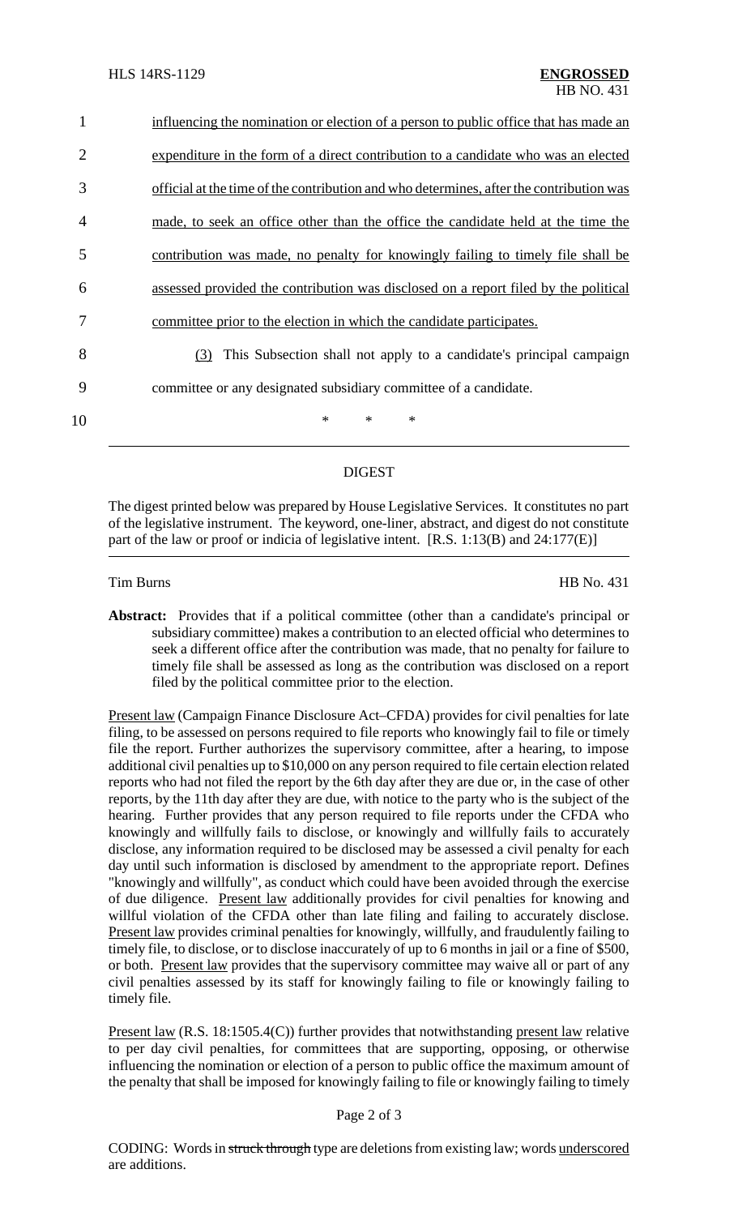influencing the nomination or election of a person to public office that has made an expenditure in the form of a direct contribution to a candidate who was an elected official at the time of the contribution and who determines, after the contribution was made, to seek an office other than the office the candidate held at the time the contribution was made, no penalty for knowingly failing to timely file shall be assessed provided the contribution was disclosed on a report filed by the political committee prior to the election in which the candidate participates.

(3) This Subsection shall not apply to a candidate's principal campaign committee or any designated subsidiary committee of a candidate.

\* \* \*

## DIGEST

The digest printed below was prepared by House Legislative Services. It constitutes no part of the legislative instrument. The keyword, one-liner, abstract, and digest do not constitute part of the law or proof or indicia of legislative intent. [R.S. 1:13(B) and 24:177(E)]

Tim Burns HB No. 431

**Abstract:** Provides that if a political committee (other than a candidate's principal or subsidiary committee) makes a contribution to an elected official who determines to seek a different office after the contribution was made, that no penalty for failure to timely file shall be assessed as long as the contribution was disclosed on a report filed by the political committee prior to the election.

Present law (Campaign Finance Disclosure Act–CFDA) provides for civil penalties for late filing, to be assessed on persons required to file reports who knowingly fail to file or timely file the report. Further authorizes the supervisory committee, after a hearing, to impose additional civil penalties up to $10,000 on any person required to file certain election related reports who had not filed the report by the 6th day after they are due or, in the case of other reports, by the 11th day after they are due, with notice to the party who is the subject of the hearing. Further provides that any person required to file reports under the CFDA who knowingly and willfully fails to disclose, or knowingly and willfully fails to accurately disclose, any information required to be disclosed may be assessed a civil penalty for each day until such information is disclosed by amendment to the appropriate report. Defines "knowingly and willfully", as conduct which could have been avoided through the exercise of due diligence. Present law additionally provides for civil penalties for knowing and willful violation of the CFDA other than late filing and failing to accurately disclose. Present law provides criminal penalties for knowingly, willfully, and fraudulently failing to timely file, to disclose, or to disclose inaccurately of up to 6 months in jail or a fine of $500, or both. Present law provides that the supervisory committee may waive all or part of any civil penalties assessed by its staff for knowingly failing to file or knowingly failing to timely file.

Present law (R.S. 18:1505.4(C)) further provides that notwithstanding present law relative to per day civil penalties, for committees that are supporting, opposing, or otherwise influencing the nomination or election of a person to public office the maximum amount of the penalty that shall be imposed for knowingly failing to file or knowingly failing to timely

CODING: Words in ~~struck through~~ type are deletions from existing law; words underscored are additions.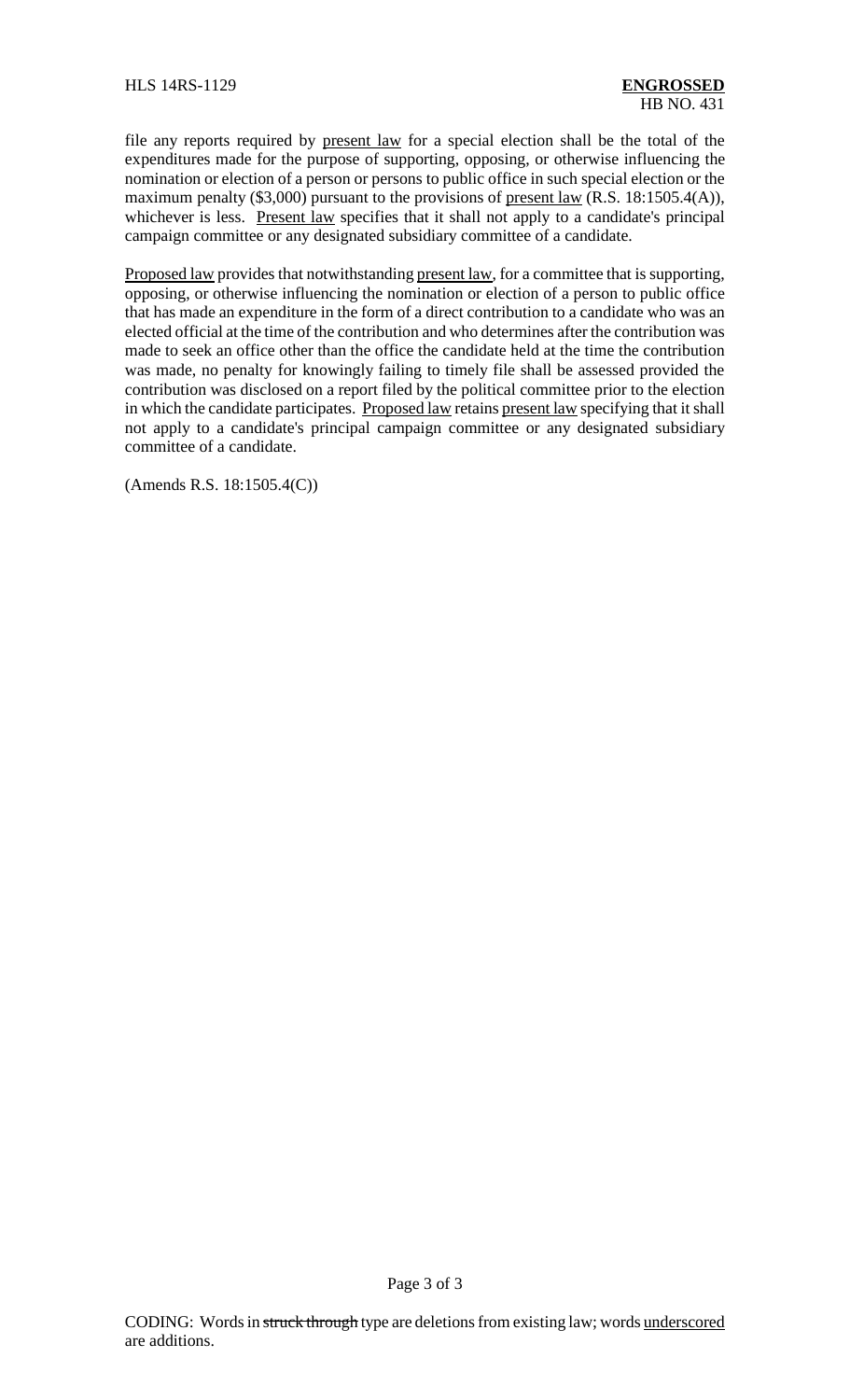file any reports required by present law for a special election shall be the total of the expenditures made for the purpose of supporting, opposing, or otherwise influencing the nomination or election of a person or persons to public office in such special election or the maximum penalty ($3,000) pursuant to the provisions of present law (R.S. 18:1505.4(A)), whichever is less. Present law specifies that it shall not apply to a candidate's principal campaign committee or any designated subsidiary committee of a candidate.

Proposed law provides that notwithstanding present law, for a committee that is supporting, opposing, or otherwise influencing the nomination or election of a person to public office that has made an expenditure in the form of a direct contribution to a candidate who was an elected official at the time of the contribution and who determines after the contribution was made to seek an office other than the office the candidate held at the time the contribution was made, no penalty for knowingly failing to timely file shall be assessed provided the contribution was disclosed on a report filed by the political committee prior to the election in which the candidate participates. Proposed law retains present law specifying that it shall not apply to a candidate's principal campaign committee or any designated subsidiary committee of a candidate.

(Amends R.S. 18:1505.4(C))

CODING: Words in ~~struck through~~ type are deletions from existing law; words underscored are additions.